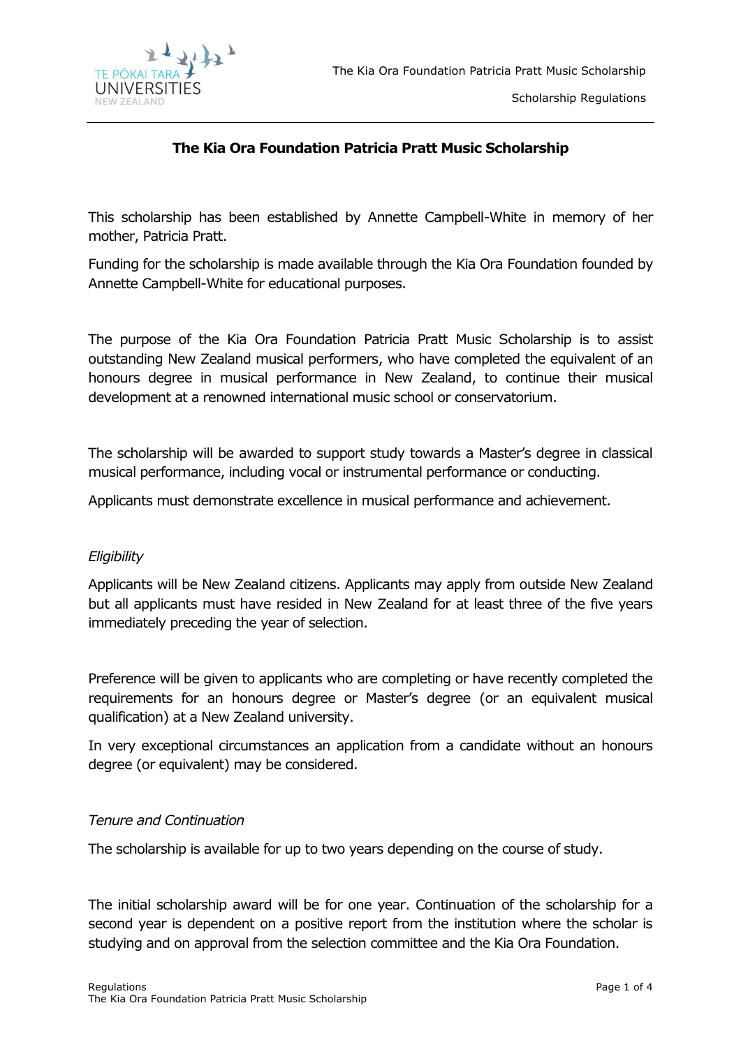# The Kia Ora Foundation Patricia Pratt Music Scholarship

This scholarship has been established by Annette Campbell-White in memory of her mother, Patricia Pratt.

Funding for the scholarship is made available through the Kia Ora Foundation founded by Annette Campbell-White for educational purposes.

The purpose of the Kia Ora Foundation Patricia Pratt Music Scholarship is to assist outstanding New Zealand musical performers, who have completed the equivalent of an honours degree in musical performance in New Zealand, to continue their musical development at a renowned international music school or conservatorium.

The scholarship will be awarded to support study towards a Master's degree in classical musical performance, including vocal or instrumental performance or conducting.

Applicants must demonstrate excellence in musical performance and achievement.

*Eligibility*

Applicants will be New Zealand citizens. Applicants may apply from outside New Zealand but all applicants must have resided in New Zealand for at least three of the five years immediately preceding the year of selection.

Preference will be given to applicants who are completing or have recently completed the requirements for an honours degree or Master's degree (or an equivalent musical qualification) at a New Zealand university.

In very exceptional circumstances an application from a candidate without an honours degree (or equivalent) may be considered.

*Tenure and Continuation*

The scholarship is available for up to two years depending on the course of study.

The initial scholarship award will be for one year. Continuation of the scholarship for a second year is dependent on a positive report from the institution where the scholar is studying and on approval from the selection committee and the Kia Ora Foundation.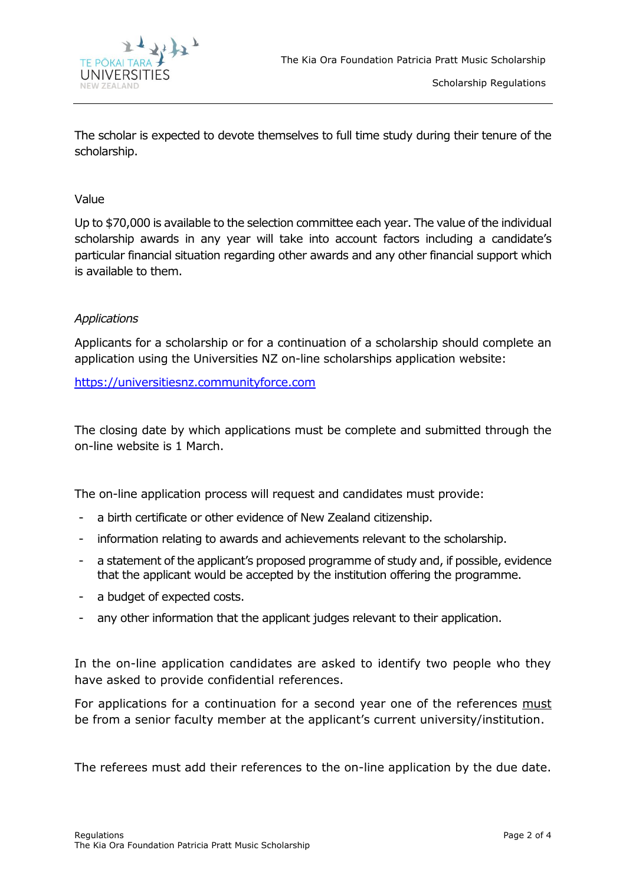The scholar is expected to devote themselves to full time study during their tenure of the scholarship.

## Value

Up to $70,000 is available to the selection committee each year. The value of the individual scholarship awards in any year will take into account factors including a candidate's particular financial situation regarding other awards and any other financial support which is available to them.

## *Applications*

Applicants for a scholarship or for a continuation of a scholarship should complete an application using the Universities NZ on-line scholarships application website:

https://universitiesnz.communityforce.com

The closing date by which applications must be complete and submitted through the on-line website is 1 March.

The on-line application process will request and candidates must provide:

- a birth certificate or other evidence of New Zealand citizenship.
- information relating to awards and achievements relevant to the scholarship.
- a statement of the applicant's proposed programme of study and, if possible, evidence that the applicant would be accepted by the institution offering the programme.
- a budget of expected costs.
- any other information that the applicant judges relevant to their application.

In the on-line application candidates are asked to identify two people who they have asked to provide confidential references.

For applications for a continuation for a second year one of the references must be from a senior faculty member at the applicant's current university/institution.

The referees must add their references to the on-line application by the due date.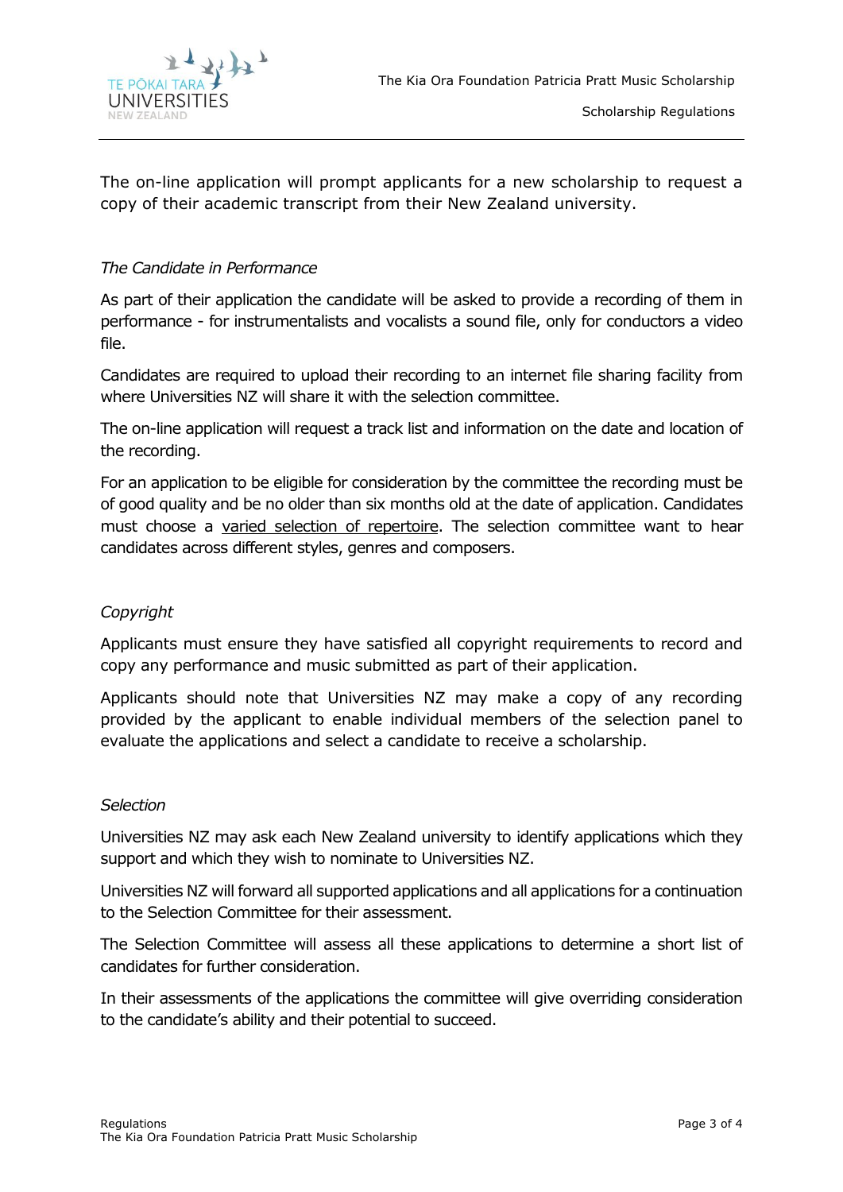The on-line application will prompt applicants for a new scholarship to request a copy of their academic transcript from their New Zealand university.

*The Candidate in Performance*

As part of their application the candidate will be asked to provide a recording of them in performance - for instrumentalists and vocalists a sound file, only for conductors a video file.

Candidates are required to upload their recording to an internet file sharing facility from where Universities NZ will share it with the selection committee.

The on-line application will request a track list and information on the date and location of the recording.

For an application to be eligible for consideration by the committee the recording must be of good quality and be no older than six months old at the date of application. Candidates must choose a <u>varied selection of repertoire</u>. The selection committee want to hear candidates across different styles, genres and composers.

*Copyright*

Applicants must ensure they have satisfied all copyright requirements to record and copy any performance and music submitted as part of their application.

Applicants should note that Universities NZ may make a copy of any recording provided by the applicant to enable individual members of the selection panel to evaluate the applications and select a candidate to receive a scholarship.

*Selection*

Universities NZ may ask each New Zealand university to identify applications which they support and which they wish to nominate to Universities NZ.

Universities NZ will forward all supported applications and all applications for a continuation to the Selection Committee for their assessment.

The Selection Committee will assess all these applications to determine a short list of candidates for further consideration.

In their assessments of the applications the committee will give overriding consideration to the candidate's ability and their potential to succeed.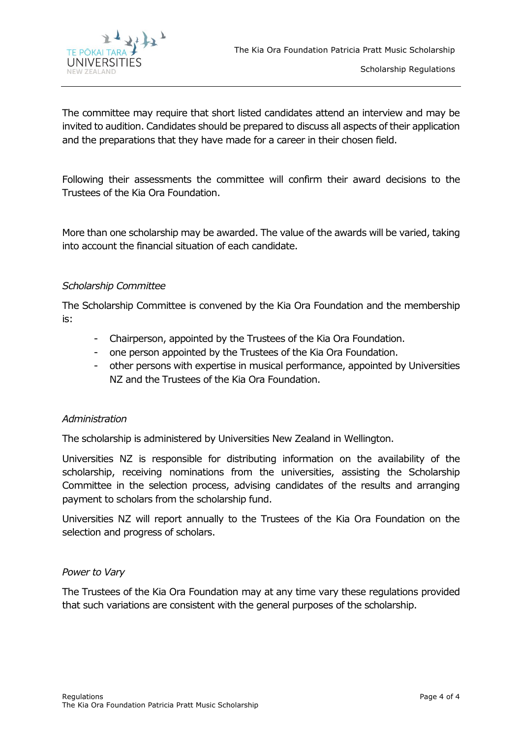The committee may require that short listed candidates attend an interview and may be invited to audition. Candidates should be prepared to discuss all aspects of their application and the preparations that they have made for a career in their chosen field.

Following their assessments the committee will confirm their award decisions to the Trustees of the Kia Ora Foundation.

More than one scholarship may be awarded. The value of the awards will be varied, taking into account the financial situation of each candidate.

*Scholarship Committee*

The Scholarship Committee is convened by the Kia Ora Foundation and the membership is:

- Chairperson, appointed by the Trustees of the Kia Ora Foundation.
- one person appointed by the Trustees of the Kia Ora Foundation.
- other persons with expertise in musical performance, appointed by Universities NZ and the Trustees of the Kia Ora Foundation.

*Administration*

The scholarship is administered by Universities New Zealand in Wellington.

Universities NZ is responsible for distributing information on the availability of the scholarship, receiving nominations from the universities, assisting the Scholarship Committee in the selection process, advising candidates of the results and arranging payment to scholars from the scholarship fund.

Universities NZ will report annually to the Trustees of the Kia Ora Foundation on the selection and progress of scholars.

*Power to Vary*

The Trustees of the Kia Ora Foundation may at any time vary these regulations provided that such variations are consistent with the general purposes of the scholarship.